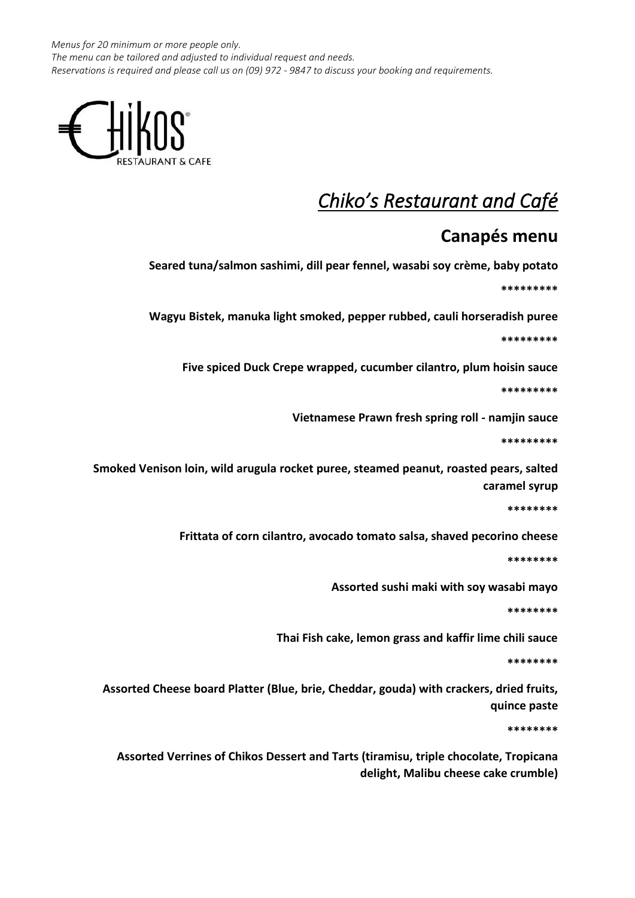*Menus for 20 minimum or more people only.*
*The menu can be tailored and adjusted to individual request and needs.*
*Reservations is required and please call us on (09) 972 - 9847 to discuss your booking and requirements.*

CHIKOS® RESTAURANT & CAFE

# *Chiko's Restaurant and Café*

## Canapés menu

**Seared tuna/salmon sashimi, dill pear fennel, wasabi soy crème, baby potato**

*********

**Wagyu Bistek, manuka light smoked, pepper rubbed, cauli horseradish puree**

*********

**Five spiced Duck Crepe wrapped, cucumber cilantro, plum hoisin sauce**

*********

**Vietnamese Prawn fresh spring roll - namjin sauce**

*********

**Smoked Venison loin, wild arugula rocket puree, steamed peanut, roasted pears, salted caramel syrup**

********

**Frittata of corn cilantro, avocado tomato salsa, shaved pecorino cheese**

********

**Assorted sushi maki with soy wasabi mayo**

********

**Thai Fish cake, lemon grass and kaffir lime chili sauce**

********

**Assorted Cheese board Platter (Blue, brie, Cheddar, gouda) with crackers, dried fruits, quince paste**

********

**Assorted Verrines of Chikos Dessert and Tarts (tiramisu, triple chocolate, Tropicana delight, Malibu cheese cake crumble)**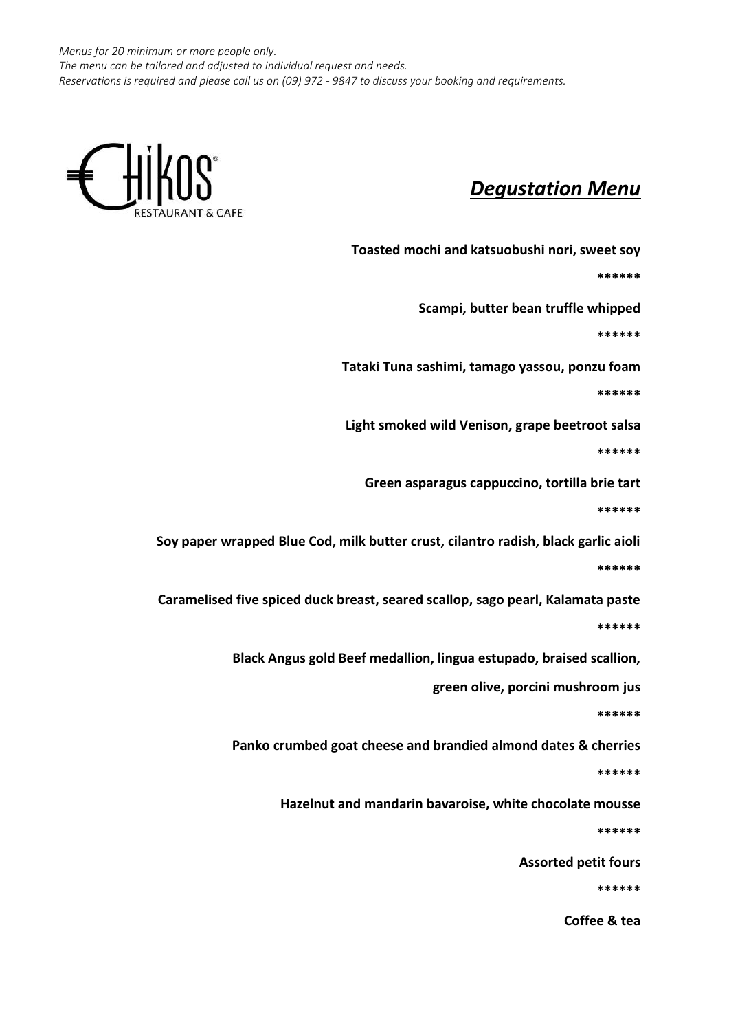*Menus for 20 minimum or more people only.*
*The menu can be tailored and adjusted to individual request and needs.*
*Reservations is required and please call us on (09) 972 - 9847 to discuss your booking and requirements.*

CHIKOS® RESTAURANT & CAFE

# *Degustation Menu*

**Toasted mochi and katsuobushi nori, sweet soy**

******

**Scampi, butter bean truffle whipped**

******

**Tataki Tuna sashimi, tamago yassou, ponzu foam**

******

**Light smoked wild Venison, grape beetroot salsa**

******

**Green asparagus cappuccino, tortilla brie tart**

******

**Soy paper wrapped Blue Cod, milk butter crust, cilantro radish, black garlic aioli**

******

**Caramelised five spiced duck breast, seared scallop, sago pearl, Kalamata paste**

******

**Black Angus gold Beef medallion, lingua estupado, braised scallion,**

**green olive, porcini mushroom jus**

******

**Panko crumbed goat cheese and brandied almond dates & cherries**

******

**Hazelnut and mandarin bavaroise, white chocolate mousse**

******

**Assorted petit fours**

******

**Coffee & tea**